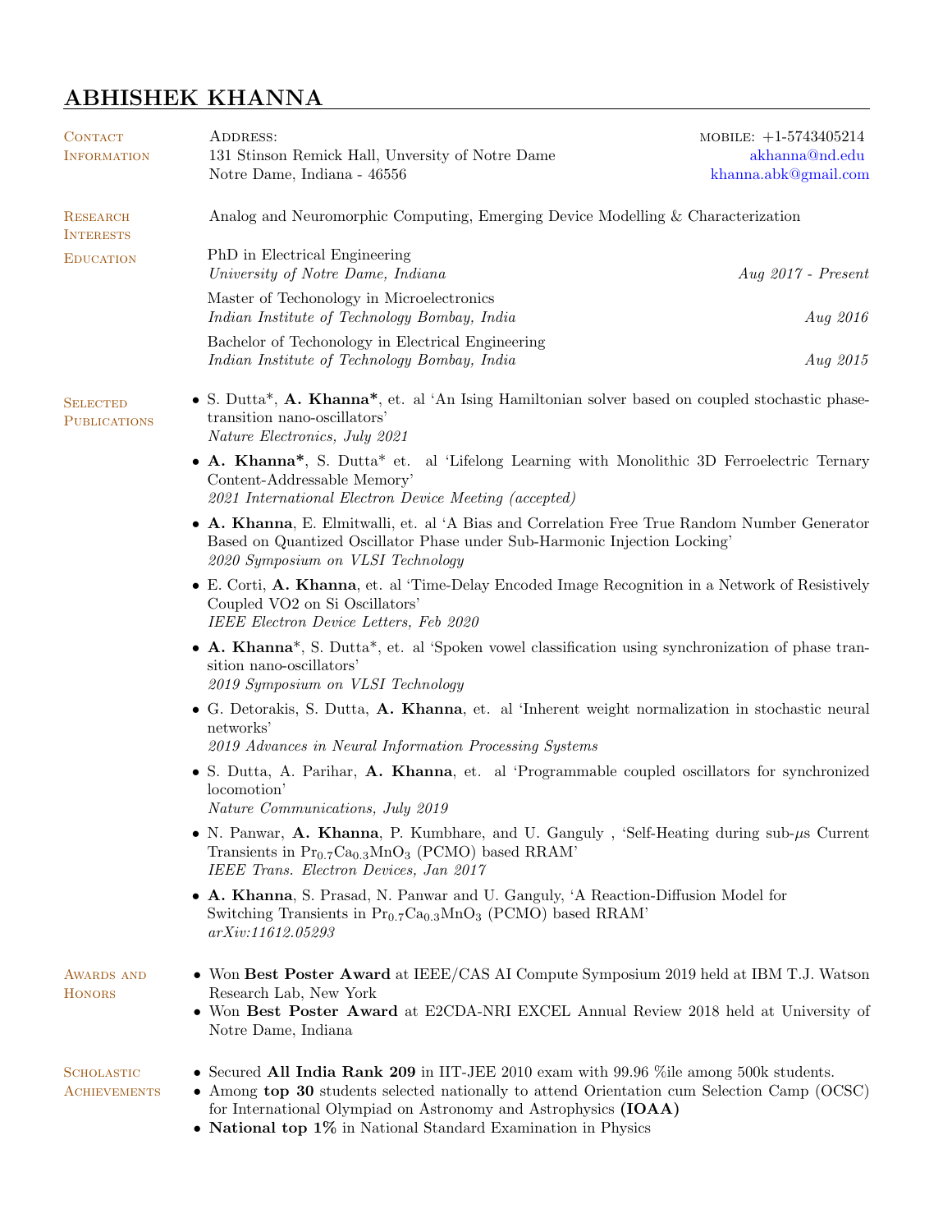# ABHISHEK KHANNA

## Contact Information

Address:
131 Stinson Remick Hall, Unversity of Notre Dame
Notre Dame, Indiana - 46556

mobile: +1-5743405214
akhanna@nd.edu
khanna.abk@gmail.com

## Research Interests

Analog and Neuromorphic Computing, Emerging Device Modelling & Characterization

## Education

PhD in Electrical Engineering
*University of Notre Dame, Indiana* — *Aug 2017 - Present*

Master of Techonology in Microelectronics
*Indian Institute of Technology Bombay, India* — *Aug 2016*

Bachelor of Techonology in Electrical Engineering
*Indian Institute of Technology Bombay, India* — *Aug 2015*

## Selected Publications

- S. Dutta*, **A. Khanna***, et. al 'An Ising Hamiltonian solver based on coupled stochastic phase-transition nano-oscillators'
  *Nature Electronics, July 2021*
- **A. Khanna***, S. Dutta* et. al 'Lifelong Learning with Monolithic 3D Ferroelectric Ternary Content-Addressable Memory'
  *2021 International Electron Device Meeting (accepted)*
- **A. Khanna**, E. Elmitwalli, et. al 'A Bias and Correlation Free True Random Number Generator Based on Quantized Oscillator Phase under Sub-Harmonic Injection Locking'
  *2020 Symposium on VLSI Technology*
- E. Corti, **A. Khanna**, et. al 'Time-Delay Encoded Image Recognition in a Network of Resistively Coupled VO2 on Si Oscillators'
  *IEEE Electron Device Letters, Feb 2020*
- **A. Khanna***, S. Dutta*, et. al 'Spoken vowel classification using synchronization of phase transition nano-oscillators'
  *2019 Symposium on VLSI Technology*
- G. Detorakis, S. Dutta, **A. Khanna**, et. al 'Inherent weight normalization in stochastic neural networks'
  *2019 Advances in Neural Information Processing Systems*
- S. Dutta, A. Parihar, **A. Khanna**, et. al 'Programmable coupled oscillators for synchronized locomotion'
  *Nature Communications, July 2019*
- N. Panwar, **A. Khanna**, P. Kumbhare, and U. Ganguly , 'Self-Heating during sub-$\mu$s Current Transients in $Pr_{0.7}Ca_{0.3}MnO_3$ (PCMO) based RRAM'
  *IEEE Trans. Electron Devices, Jan 2017*
- **A. Khanna**, S. Prasad, N. Panwar and U. Ganguly, 'A Reaction-Diffusion Model for Switching Transients in $Pr_{0.7}Ca_{0.3}MnO_3$ (PCMO) based RRAM'
  *arXiv:11612.05293*

## Awards and Honors

- Won **Best Poster Award** at IEEE/CAS AI Compute Symposium 2019 held at IBM T.J. Watson Research Lab, New York
- Won **Best Poster Award** at E2CDA-NRI EXCEL Annual Review 2018 held at University of Notre Dame, Indiana

## Scholastic Achievements

- Secured **All India Rank 209** in IIT-JEE 2010 exam with 99.96 %ile among 500k students.
- Among **top 30** students selected nationally to attend Orientation cum Selection Camp (OCSC) for International Olympiad on Astronomy and Astrophysics **(IOAA)**
- **National top 1%** in National Standard Examination in Physics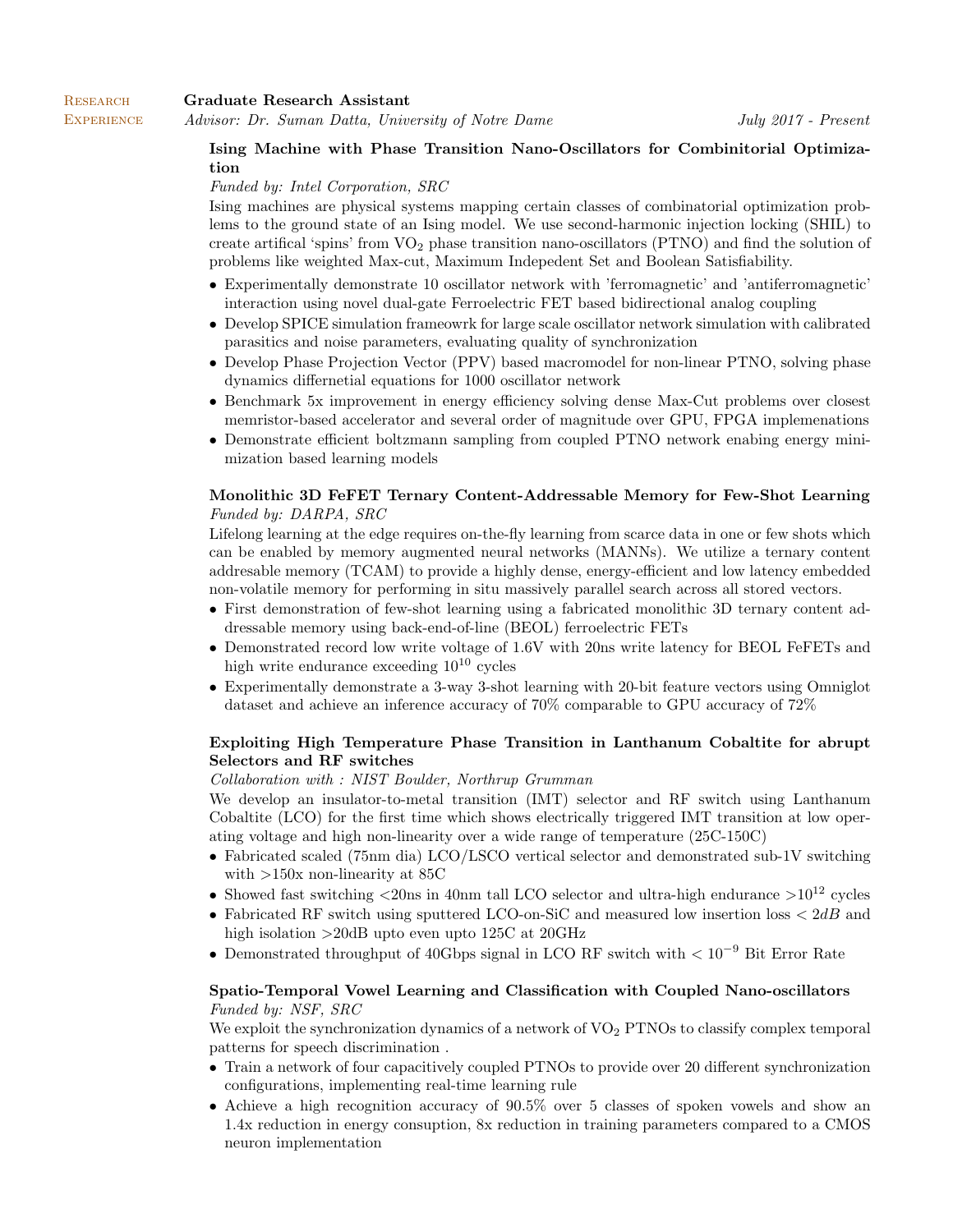## Research Experience

**Graduate Research Assistant**
*Advisor: Dr. Suman Datta, University of Notre Dame* — *July 2017 - Present*

### Ising Machine with Phase Transition Nano-Oscillators for Combinitorial Optimization

*Funded by: Intel Corporation, SRC*

Ising machines are physical systems mapping certain classes of combinatorial optimization problems to the ground state of an Ising model. We use second-harmonic injection locking (SHIL) to create artifical 'spins' from $VO_2$ phase transition nano-oscillators (PTNO) and find the solution of problems like weighted Max-cut, Maximum Indepedent Set and Boolean Satisfiability.

- Experimentally demonstrate 10 oscillator network with 'ferromagnetic' and 'antiferromagnetic' interaction using novel dual-gate Ferroelectric FET based bidirectional analog coupling
- Develop SPICE simulation frameowrk for large scale oscillator network simulation with calibrated parasitics and noise parameters, evaluating quality of synchronization
- Develop Phase Projection Vector (PPV) based macromodel for non-linear PTNO, solving phase dynamics differnetial equations for 1000 oscillator network
- Benchmark 5x improvement in energy efficiency solving dense Max-Cut problems over closest memristor-based accelerator and several order of magnitude over GPU, FPGA implemenations
- Demonstrate efficient boltzmann sampling from coupled PTNO network enabing energy minimization based learning models

### Monolithic 3D FeFET Ternary Content-Addressable Memory for Few-Shot Learning

*Funded by: DARPA, SRC*

Lifelong learning at the edge requires on-the-fly learning from scarce data in one or few shots which can be enabled by memory augmented neural networks (MANNs). We utilize a ternary content addresable memory (TCAM) to provide a highly dense, energy-efficient and low latency embedded non-volatile memory for performing in situ massively parallel search across all stored vectors.

- First demonstration of few-shot learning using a fabricated monolithic 3D ternary content addressable memory using back-end-of-line (BEOL) ferroelectric FETs
- Demonstrated record low write voltage of 1.6V with 20ns write latency for BEOL FeFETs and high write endurance exceeding $10^{10}$ cycles
- Experimentally demonstrate a 3-way 3-shot learning with 20-bit feature vectors using Omniglot dataset and achieve an inference accuracy of 70% comparable to GPU accuracy of 72%

### Exploiting High Temperature Phase Transition in Lanthanum Cobaltite for abrupt Selectors and RF switches

*Collaboration with : NIST Boulder, Northrup Grumman*

We develop an insulator-to-metal transition (IMT) selector and RF switch using Lanthanum Cobaltite (LCO) for the first time which shows electrically triggered IMT transition at low operating voltage and high non-linearity over a wide range of temperature (25C-150C)

- Fabricated scaled (75nm dia) LCO/LSCO vertical selector and demonstrated sub-1V switching with >150x non-linearity at 85C
- Showed fast switching <20ns in 40nm tall LCO selector and ultra-high endurance $>10^{12}$ cycles
- Fabricated RF switch using sputtered LCO-on-SiC and measured low insertion loss $< 2dB$ and high isolation >20dB upto even upto 125C at 20GHz
- Demonstrated throughput of 40Gbps signal in LCO RF switch with $< 10^{-9}$ Bit Error Rate

### Spatio-Temporal Vowel Learning and Classification with Coupled Nano-oscillators

*Funded by: NSF, SRC*

We exploit the synchronization dynamics of a network of $VO_2$ PTNOs to classify complex temporal patterns for speech discrimination .

- Train a network of four capacitively coupled PTNOs to provide over 20 different synchronization configurations, implementing real-time learning rule
- Achieve a high recognition accuracy of 90.5% over 5 classes of spoken vowels and show an 1.4x reduction in energy consuption, 8x reduction in training parameters compared to a CMOS neuron implementation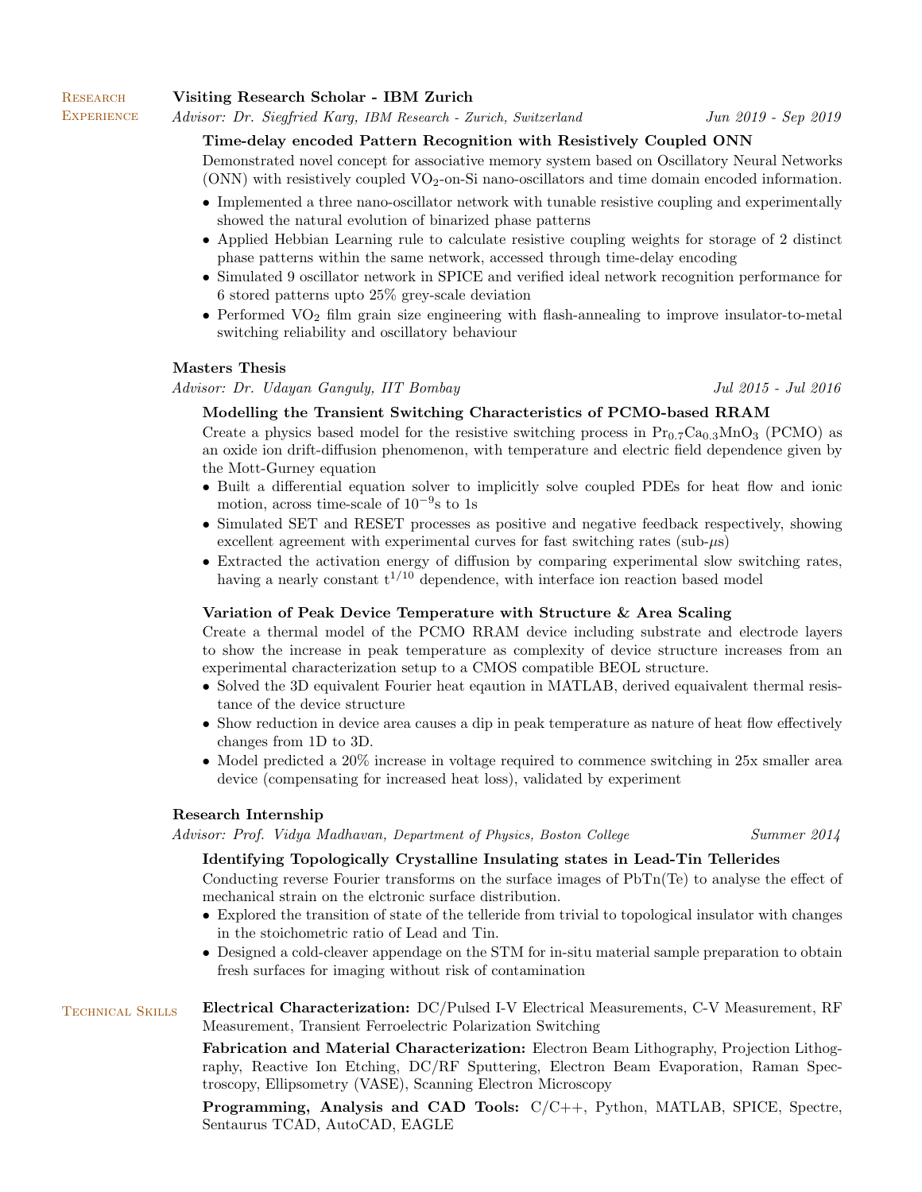## Research Experience

### Visiting Research Scholar - IBM Zurich

*Advisor: Dr. Siegfried Karg, IBM Research - Zurich, Switzerland* — *Jun 2019 - Sep 2019*

**Time-delay encoded Pattern Recognition with Resistively Coupled ONN**

Demonstrated novel concept for associative memory system based on Oscillatory Neural Networks (ONN) with resistively coupled $VO_2$-on-Si nano-oscillators and time domain encoded information.

- Implemented a three nano-oscillator network with tunable resistive coupling and experimentally showed the natural evolution of binarized phase patterns
- Applied Hebbian Learning rule to calculate resistive coupling weights for storage of 2 distinct phase patterns within the same network, accessed through time-delay encoding
- Simulated 9 oscillator network in SPICE and verified ideal network recognition performance for 6 stored patterns upto 25% grey-scale deviation
- Performed $VO_2$ film grain size engineering with flash-annealing to improve insulator-to-metal switching reliability and oscillatory behaviour

### Masters Thesis

*Advisor: Dr. Udayan Ganguly, IIT Bombay* — *Jul 2015 - Jul 2016*

**Modelling the Transient Switching Characteristics of PCMO-based RRAM**

Create a physics based model for the resistive switching process in $Pr_{0.7}Ca_{0.3}MnO_3$ (PCMO) as an oxide ion drift-diffusion phenomenon, with temperature and electric field dependence given by the Mott-Gurney equation

- Built a differential equation solver to implicitly solve coupled PDEs for heat flow and ionic motion, across time-scale of $10^{-9}$s to 1s
- Simulated SET and RESET processes as positive and negative feedback respectively, showing excellent agreement with experimental curves for fast switching rates (sub-$\mu$s)
- Extracted the activation energy of diffusion by comparing experimental slow switching rates, having a nearly constant $t^{1/10}$ dependence, with interface ion reaction based model

**Variation of Peak Device Temperature with Structure & Area Scaling**

Create a thermal model of the PCMO RRAM device including substrate and electrode layers to show the increase in peak temperature as complexity of device structure increases from an experimental characterization setup to a CMOS compatible BEOL structure.

- Solved the 3D equivalent Fourier heat eqaution in MATLAB, derived equaivalent thermal resistance of the device structure
- Show reduction in device area causes a dip in peak temperature as nature of heat flow effectively changes from 1D to 3D.
- Model predicted a 20% increase in voltage required to commence switching in 25x smaller area device (compensating for increased heat loss), validated by experiment

### Research Internship

*Advisor: Prof. Vidya Madhavan, Department of Physics, Boston College* — *Summer 2014*

**Identifying Topologically Crystalline Insulating states in Lead-Tin Tellerides**

Conducting reverse Fourier transforms on the surface images of PbTn(Te) to analyse the effect of mechanical strain on the elctronic surface distribution.

- Explored the transition of state of the telleride from trivial to topological insulator with changes in the stoichometric ratio of Lead and Tin.
- Designed a cold-cleaver appendage on the STM for in-situ material sample preparation to obtain fresh surfaces for imaging without risk of contamination

## Technical Skills

**Electrical Characterization:** DC/Pulsed I-V Electrical Measurements, C-V Measurement, RF Measurement, Transient Ferroelectric Polarization Switching

**Fabrication and Material Characterization:** Electron Beam Lithography, Projection Lithography, Reactive Ion Etching, DC/RF Sputtering, Electron Beam Evaporation, Raman Spectroscopy, Ellipsometry (VASE), Scanning Electron Microscopy

**Programming, Analysis and CAD Tools:** C/C++, Python, MATLAB, SPICE, Spectre, Sentaurus TCAD, AutoCAD, EAGLE